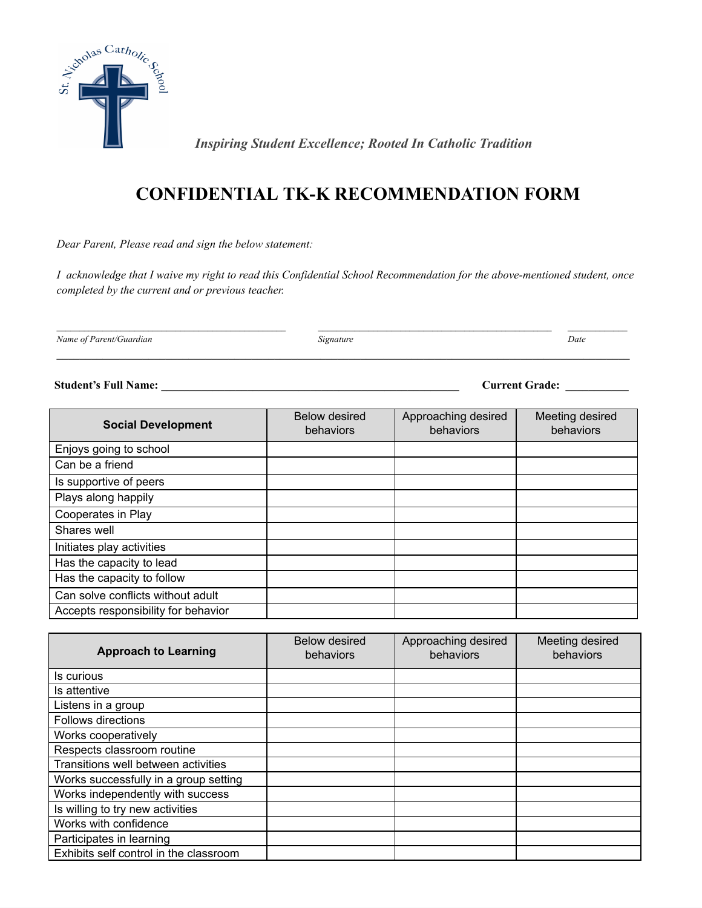St. Nicholas Catholic School

*Inspiring Student Excellence; Rooted In Catholic Tradition*

# CONFIDENTIAL TK-K RECOMMENDATION FORM

*Dear Parent, Please read and sign the below statement:*

*I acknowledge that I waive my right to read this Confidential School Recommendation for the above-mentioned student, once completed by the current and or previous teacher.*

\_\_\_\_\_\_\_\_\_\_\_\_\_\_\_\_\_\_\_\_\_\_\_\_\_\_\_\_\_\_\_\_\_\_\_\_\_\_ \_\_\_\_\_\_\_\_\_\_\_\_\_\_\_\_\_\_\_\_\_\_\_\_\_\_\_\_\_\_\_\_\_\_\_\_\_\_ \_\_\_\_\_\_\_\_\_\_\_\_

*Name of Parent/Guardian* *Signature* *Date*

**Student's Full Name:** \_\_\_\_\_\_\_\_\_\_\_\_\_\_\_\_\_\_\_\_\_\_\_\_\_\_\_\_\_\_\_\_\_\_\_\_\_\_\_\_\_\_\_\_\_\_\_\_\_\_ **Current Grade:** \_\_\_\_\_\_\_\_\_\_\_

| **Social Development** | Below desired behaviors | Approaching desired behaviors | Meeting desired behaviors |
|---|---|---|---|
| Enjoys going to school | | | |
| Can be a friend | | | |
| Is supportive of peers | | | |
| Plays along happily | | | |
| Cooperates in Play | | | |
| Shares well | | | |
| Initiates play activities | | | |
| Has the capacity to lead | | | |
| Has the capacity to follow | | | |
| Can solve conflicts without adult | | | |
| Accepts responsibility for behavior | | | |

| **Approach to Learning** | Below desired behaviors | Approaching desired behaviors | Meeting desired behaviors |
|---|---|---|---|
| Is curious | | | |
| Is attentive | | | |
| Listens in a group | | | |
| Follows directions | | | |
| Works cooperatively | | | |
| Respects classroom routine | | | |
| Transitions well between activities | | | |
| Works successfully in a group setting | | | |
| Works independently with success | | | |
| Is willing to try new activities | | | |
| Works with confidence | | | |
| Participates in learning | | | |
| Exhibits self control in the classroom | | | |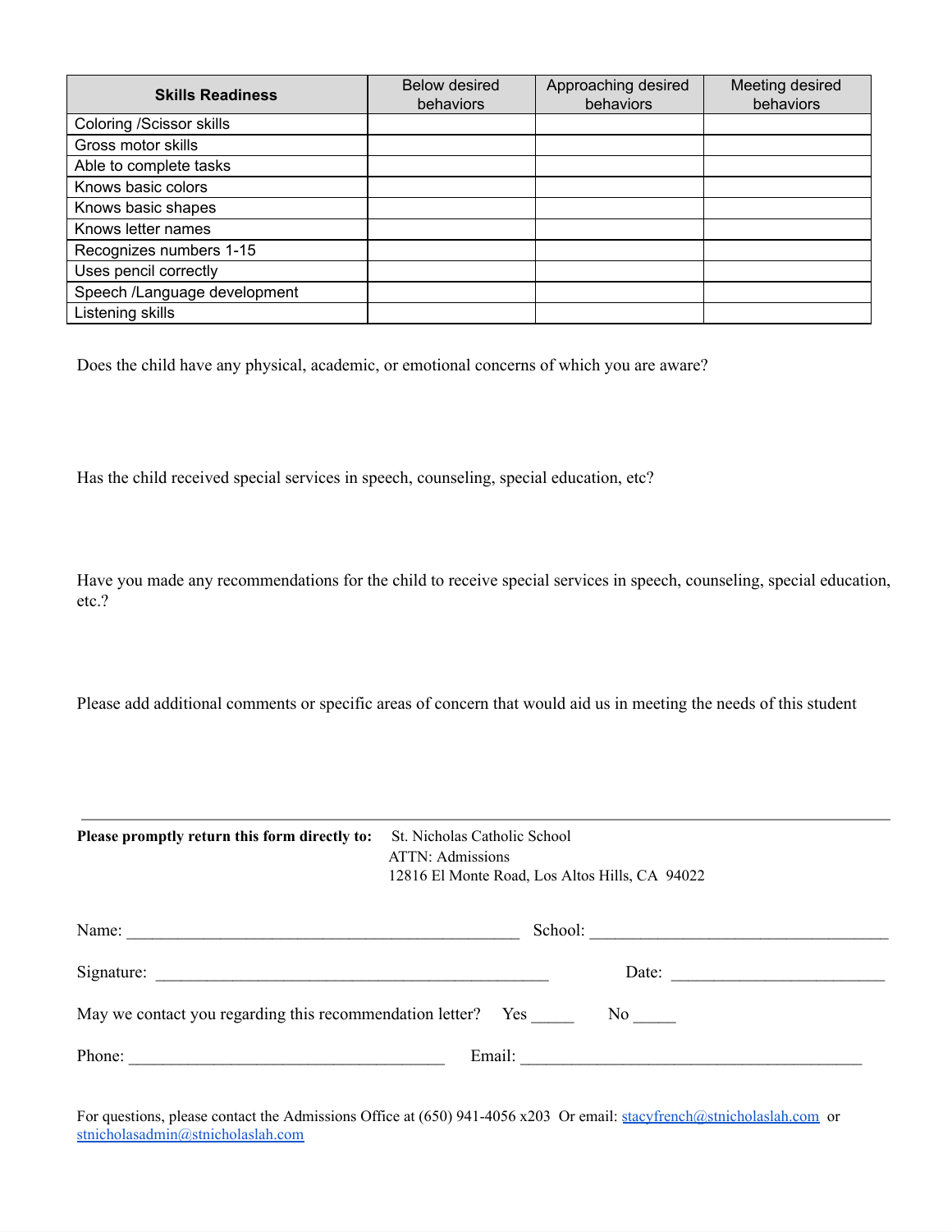| **Skills Readiness** | Below desired behaviors | Approaching desired behaviors | Meeting desired behaviors |
|---|---|---|---|
| Coloring /Scissor skills | | | |
| Gross motor skills | | | |
| Able to complete tasks | | | |
| Knows basic colors | | | |
| Knows basic shapes | | | |
| Knows letter names | | | |
| Recognizes numbers 1-15 | | | |
| Uses pencil correctly | | | |
| Speech /Language development | | | |
| Listening skills | | | |

Does the child have any physical, academic, or emotional concerns of which you are aware?

Has the child received special services in speech, counseling, special education, etc?

Have you made any recommendations for the child to receive special services in speech, counseling, special education, etc.?

Please add additional comments or specific areas of concern that would aid us in meeting the needs of this student

---

**Please promptly return this form directly to:** St. Nicholas Catholic School
ATTN: Admissions
12816 El Monte Road, Los Altos Hills, CA 94022

Name: _______________________________________________ School: ___________________________________

Signature: _______________________________________________ Date: _________________________

May we contact you regarding this recommendation letter? Yes _____ No _____

Phone: _____________________________________ Email: ________________________________________

For questions, please contact the Admissions Office at (650) 941-4056 x203 Or email: stacyfrench@stnicholaslah.com or stnicholasadmin@stnicholaslah.com